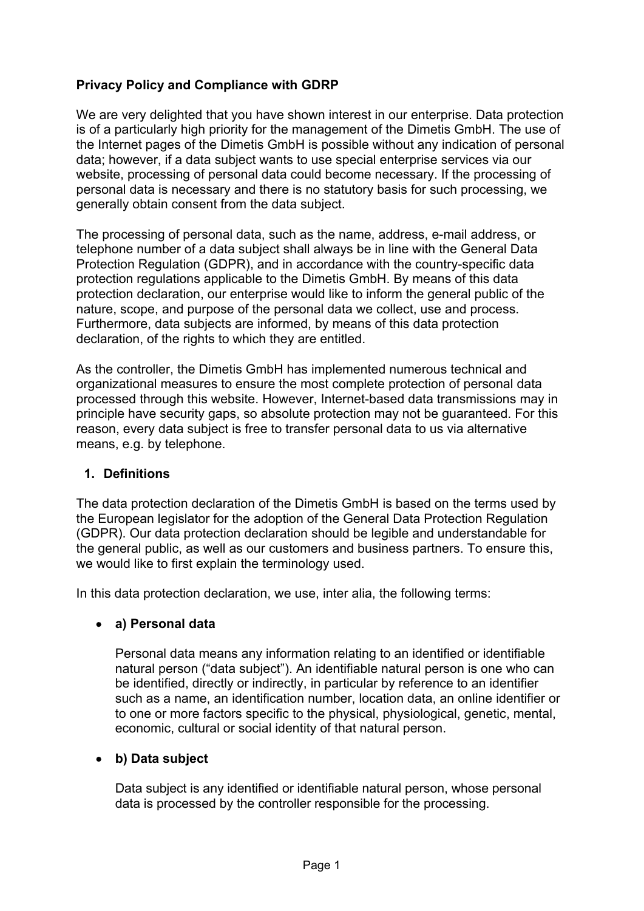**Privacy Policy and Compliance with GDRP**

We are very delighted that you have shown interest in our enterprise. Data protection is of a particularly high priority for the management of the Dimetis GmbH. The use of the Internet pages of the Dimetis GmbH is possible without any indication of personal data; however, if a data subject wants to use special enterprise services via our website, processing of personal data could become necessary. If the processing of personal data is necessary and there is no statutory basis for such processing, we generally obtain consent from the data subject.

The processing of personal data, such as the name, address, e-mail address, or telephone number of a data subject shall always be in line with the General Data Protection Regulation (GDPR), and in accordance with the country-specific data protection regulations applicable to the Dimetis GmbH. By means of this data protection declaration, our enterprise would like to inform the general public of the nature, scope, and purpose of the personal data we collect, use and process. Furthermore, data subjects are informed, by means of this data protection declaration, of the rights to which they are entitled.

As the controller, the Dimetis GmbH has implemented numerous technical and organizational measures to ensure the most complete protection of personal data processed through this website. However, Internet-based data transmissions may in principle have security gaps, so absolute protection may not be guaranteed. For this reason, every data subject is free to transfer personal data to us via alternative means, e.g. by telephone.

## 1. Definitions

The data protection declaration of the Dimetis GmbH is based on the terms used by the European legislator for the adoption of the General Data Protection Regulation (GDPR). Our data protection declaration should be legible and understandable for the general public, as well as our customers and business partners. To ensure this, we would like to first explain the terminology used.

In this data protection declaration, we use, inter alia, the following terms:

- **a) Personal data**

  Personal data means any information relating to an identified or identifiable natural person (“data subject”). An identifiable natural person is one who can be identified, directly or indirectly, in particular by reference to an identifier such as a name, an identification number, location data, an online identifier or to one or more factors specific to the physical, physiological, genetic, mental, economic, cultural or social identity of that natural person.

- **b) Data subject**

  Data subject is any identified or identifiable natural person, whose personal data is processed by the controller responsible for the processing.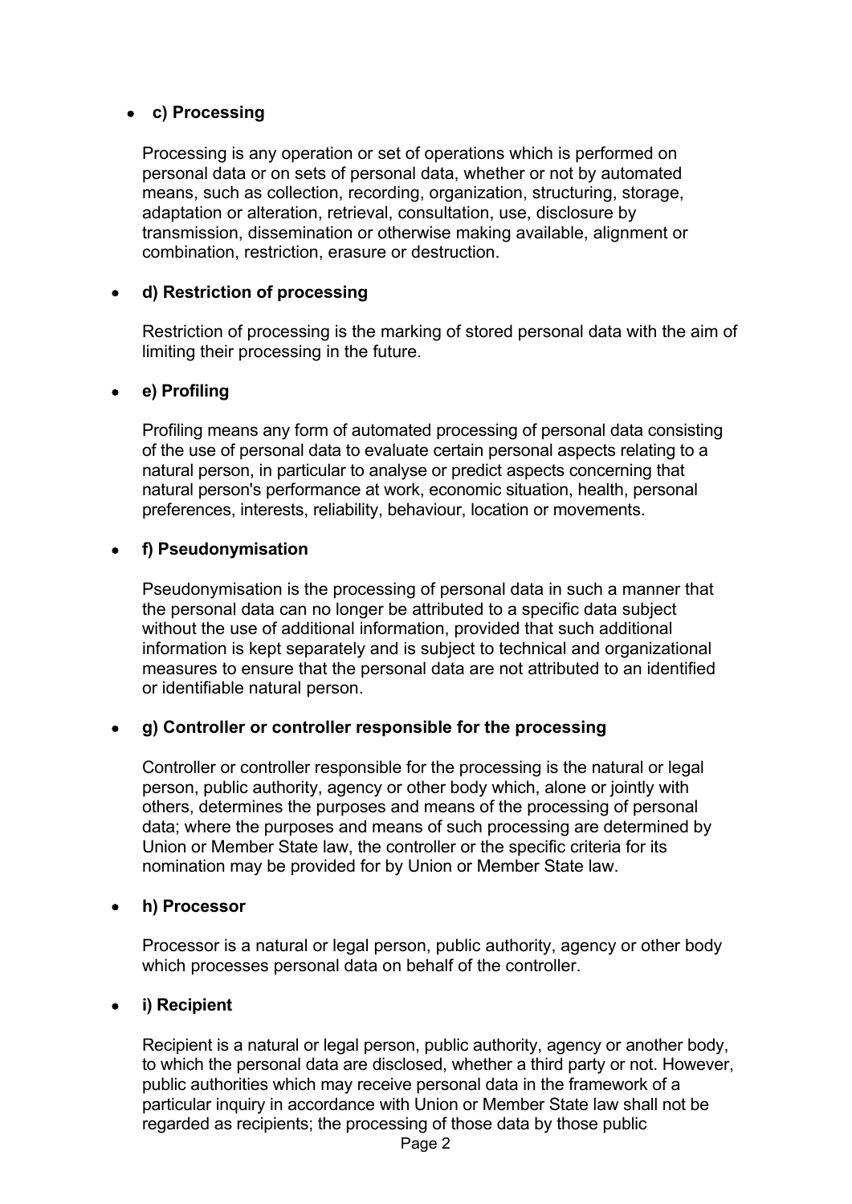- **c) Processing**

  Processing is any operation or set of operations which is performed on personal data or on sets of personal data, whether or not by automated means, such as collection, recording, organization, structuring, storage, adaptation or alteration, retrieval, consultation, use, disclosure by transmission, dissemination or otherwise making available, alignment or combination, restriction, erasure or destruction.

- **d) Restriction of processing**

  Restriction of processing is the marking of stored personal data with the aim of limiting their processing in the future.

- **e) Profiling**

  Profiling means any form of automated processing of personal data consisting of the use of personal data to evaluate certain personal aspects relating to a natural person, in particular to analyse or predict aspects concerning that natural person's performance at work, economic situation, health, personal preferences, interests, reliability, behaviour, location or movements.

- **f) Pseudonymisation**

  Pseudonymisation is the processing of personal data in such a manner that the personal data can no longer be attributed to a specific data subject without the use of additional information, provided that such additional information is kept separately and is subject to technical and organizational measures to ensure that the personal data are not attributed to an identified or identifiable natural person.

- **g) Controller or controller responsible for the processing**

  Controller or controller responsible for the processing is the natural or legal person, public authority, agency or other body which, alone or jointly with others, determines the purposes and means of the processing of personal data; where the purposes and means of such processing are determined by Union or Member State law, the controller or the specific criteria for its nomination may be provided for by Union or Member State law.

- **h) Processor**

  Processor is a natural or legal person, public authority, agency or other body which processes personal data on behalf of the controller.

- **i) Recipient**

  Recipient is a natural or legal person, public authority, agency or another body, to which the personal data are disclosed, whether a third party or not. However, public authorities which may receive personal data in the framework of a particular inquiry in accordance with Union or Member State law shall not be regarded as recipients; the processing of those data by those public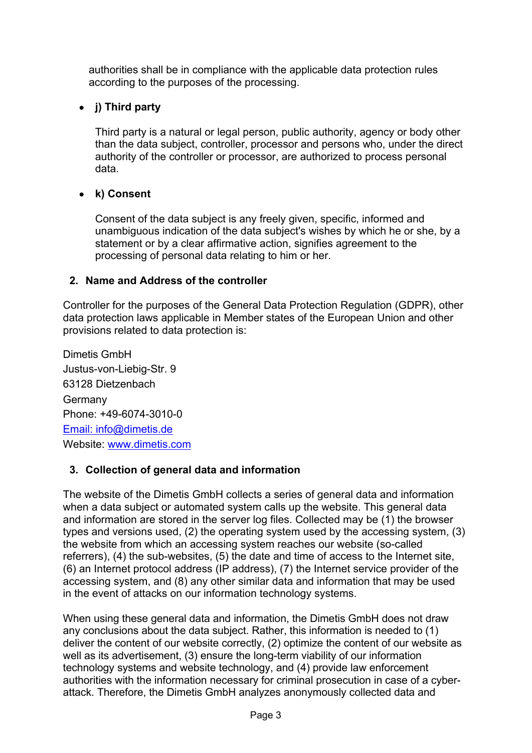authorities shall be in compliance with the applicable data protection rules according to the purposes of the processing.

- **j) Third party**

  Third party is a natural or legal person, public authority, agency or body other than the data subject, controller, processor and persons who, under the direct authority of the controller or processor, are authorized to process personal data.

- **k) Consent**

  Consent of the data subject is any freely given, specific, informed and unambiguous indication of the data subject's wishes by which he or she, by a statement or by a clear affirmative action, signifies agreement to the processing of personal data relating to him or her.

## 2. Name and Address of the controller

Controller for the purposes of the General Data Protection Regulation (GDPR), other data protection laws applicable in Member states of the European Union and other provisions related to data protection is:

Dimetis GmbH
Justus-von-Liebig-Str. 9
63128 Dietzenbach
Germany
Phone: +49-6074-3010-0
Email: info@dimetis.de
Website: www.dimetis.com

## 3. Collection of general data and information

The website of the Dimetis GmbH collects a series of general data and information when a data subject or automated system calls up the website. This general data and information are stored in the server log files. Collected may be (1) the browser types and versions used, (2) the operating system used by the accessing system, (3) the website from which an accessing system reaches our website (so-called referrers), (4) the sub-websites, (5) the date and time of access to the Internet site, (6) an Internet protocol address (IP address), (7) the Internet service provider of the accessing system, and (8) any other similar data and information that may be used in the event of attacks on our information technology systems.

When using these general data and information, the Dimetis GmbH does not draw any conclusions about the data subject. Rather, this information is needed to (1) deliver the content of our website correctly, (2) optimize the content of our website as well as its advertisement, (3) ensure the long-term viability of our information technology systems and website technology, and (4) provide law enforcement authorities with the information necessary for criminal prosecution in case of a cyber-attack. Therefore, the Dimetis GmbH analyzes anonymously collected data and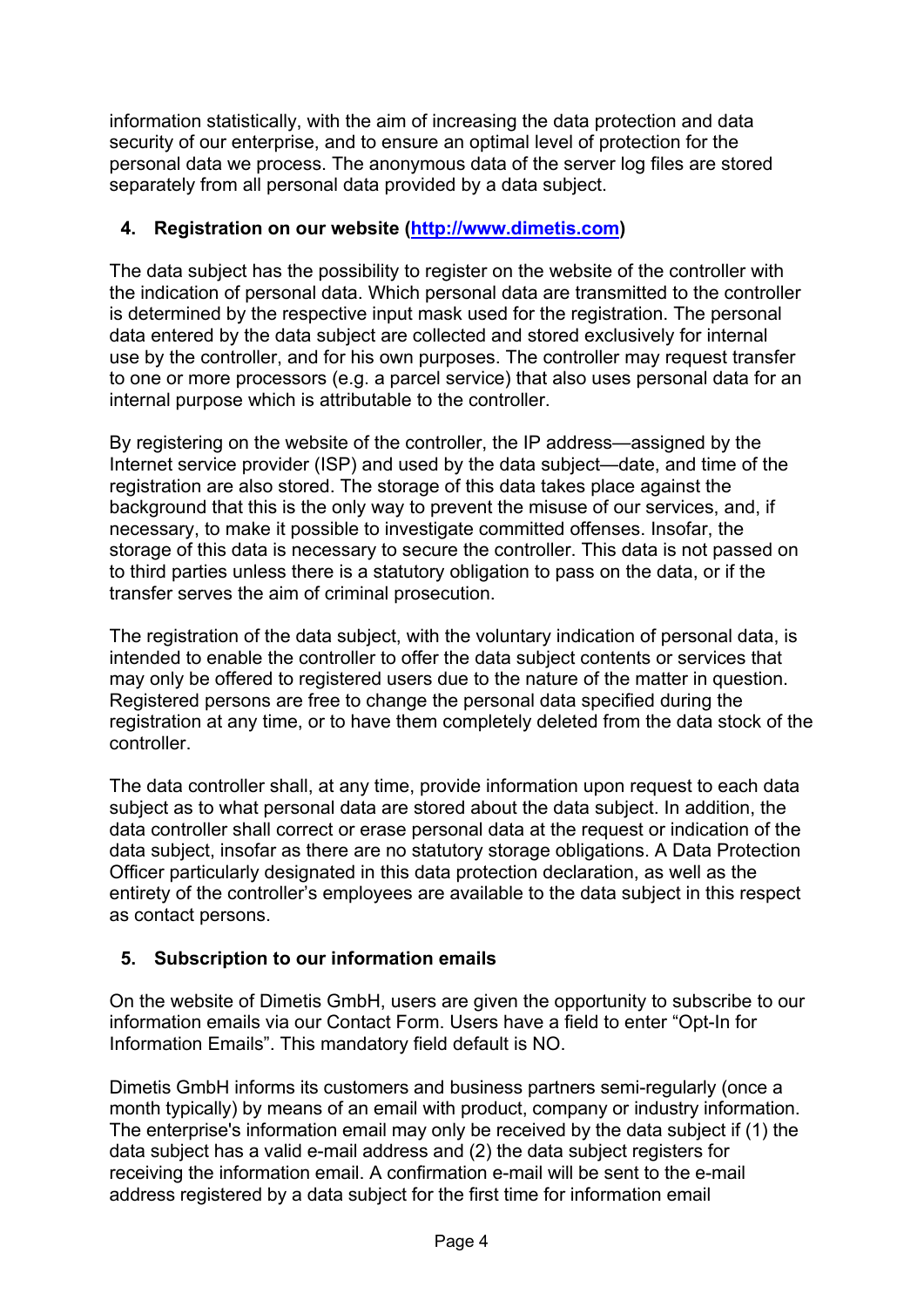information statistically, with the aim of increasing the data protection and data security of our enterprise, and to ensure an optimal level of protection for the personal data we process. The anonymous data of the server log files are stored separately from all personal data provided by a data subject.

## 4. Registration on our website ([http://www.dimetis.com](http://www.dimetis.com))

The data subject has the possibility to register on the website of the controller with the indication of personal data. Which personal data are transmitted to the controller is determined by the respective input mask used for the registration. The personal data entered by the data subject are collected and stored exclusively for internal use by the controller, and for his own purposes. The controller may request transfer to one or more processors (e.g. a parcel service) that also uses personal data for an internal purpose which is attributable to the controller.

By registering on the website of the controller, the IP address—assigned by the Internet service provider (ISP) and used by the data subject—date, and time of the registration are also stored. The storage of this data takes place against the background that this is the only way to prevent the misuse of our services, and, if necessary, to make it possible to investigate committed offenses. Insofar, the storage of this data is necessary to secure the controller. This data is not passed on to third parties unless there is a statutory obligation to pass on the data, or if the transfer serves the aim of criminal prosecution.

The registration of the data subject, with the voluntary indication of personal data, is intended to enable the controller to offer the data subject contents or services that may only be offered to registered users due to the nature of the matter in question. Registered persons are free to change the personal data specified during the registration at any time, or to have them completely deleted from the data stock of the controller.

The data controller shall, at any time, provide information upon request to each data subject as to what personal data are stored about the data subject. In addition, the data controller shall correct or erase personal data at the request or indication of the data subject, insofar as there are no statutory storage obligations. A Data Protection Officer particularly designated in this data protection declaration, as well as the entirety of the controller's employees are available to the data subject in this respect as contact persons.

## 5. Subscription to our information emails

On the website of Dimetis GmbH, users are given the opportunity to subscribe to our information emails via our Contact Form. Users have a field to enter "Opt-In for Information Emails". This mandatory field default is NO.

Dimetis GmbH informs its customers and business partners semi-regularly (once a month typically) by means of an email with product, company or industry information. The enterprise's information email may only be received by the data subject if (1) the data subject has a valid e-mail address and (2) the data subject registers for receiving the information email. A confirmation e-mail will be sent to the e-mail address registered by a data subject for the first time for information email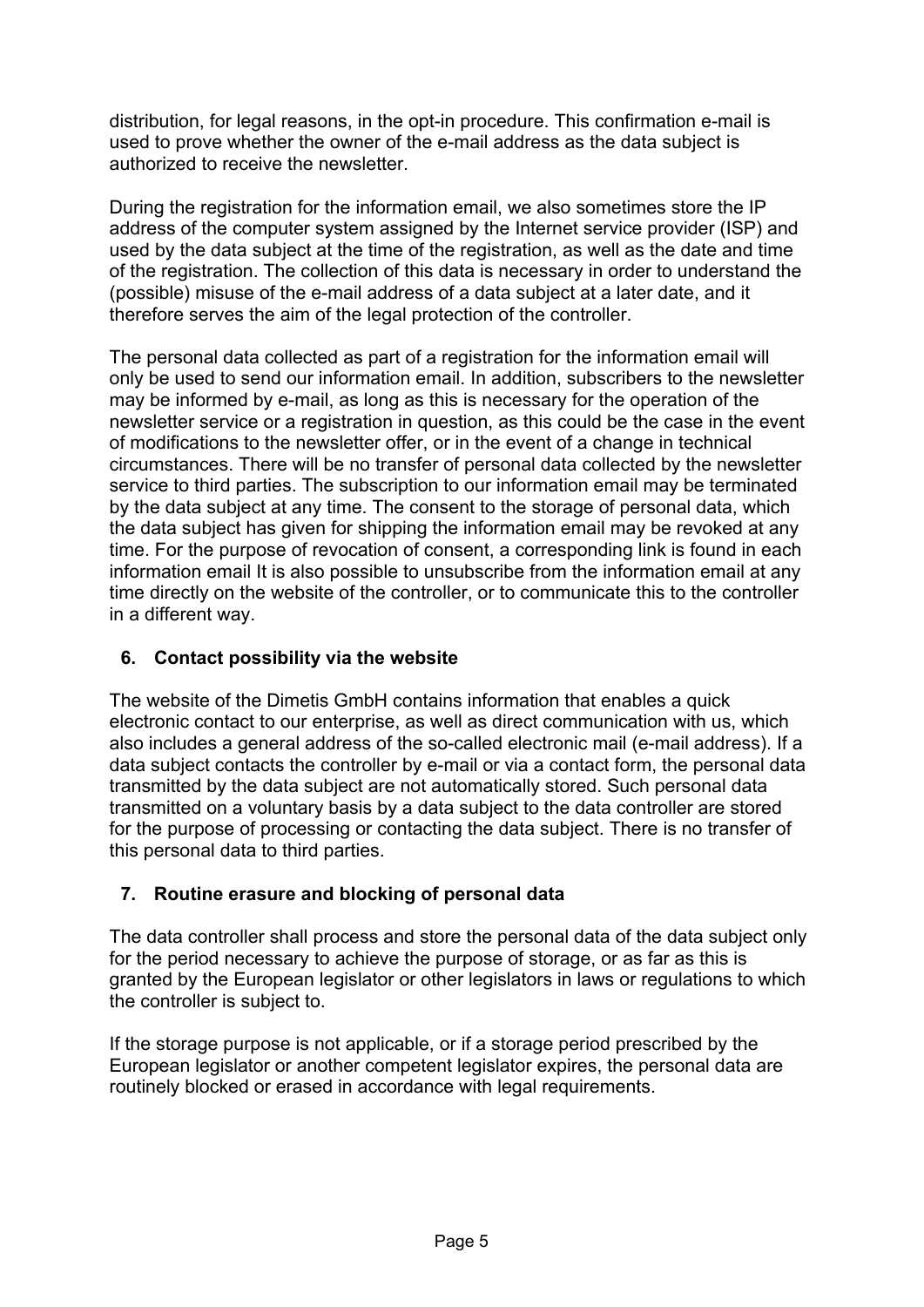distribution, for legal reasons, in the opt-in procedure. This confirmation e-mail is used to prove whether the owner of the e-mail address as the data subject is authorized to receive the newsletter.

During the registration for the information email, we also sometimes store the IP address of the computer system assigned by the Internet service provider (ISP) and used by the data subject at the time of the registration, as well as the date and time of the registration. The collection of this data is necessary in order to understand the (possible) misuse of the e-mail address of a data subject at a later date, and it therefore serves the aim of the legal protection of the controller.

The personal data collected as part of a registration for the information email will only be used to send our information email. In addition, subscribers to the newsletter may be informed by e-mail, as long as this is necessary for the operation of the newsletter service or a registration in question, as this could be the case in the event of modifications to the newsletter offer, or in the event of a change in technical circumstances. There will be no transfer of personal data collected by the newsletter service to third parties. The subscription to our information email may be terminated by the data subject at any time. The consent to the storage of personal data, which the data subject has given for shipping the information email may be revoked at any time. For the purpose of revocation of consent, a corresponding link is found in each information email It is also possible to unsubscribe from the information email at any time directly on the website of the controller, or to communicate this to the controller in a different way.

## 6. Contact possibility via the website

The website of the Dimetis GmbH contains information that enables a quick electronic contact to our enterprise, as well as direct communication with us, which also includes a general address of the so-called electronic mail (e-mail address). If a data subject contacts the controller by e-mail or via a contact form, the personal data transmitted by the data subject are not automatically stored. Such personal data transmitted on a voluntary basis by a data subject to the data controller are stored for the purpose of processing or contacting the data subject. There is no transfer of this personal data to third parties.

## 7. Routine erasure and blocking of personal data

The data controller shall process and store the personal data of the data subject only for the period necessary to achieve the purpose of storage, or as far as this is granted by the European legislator or other legislators in laws or regulations to which the controller is subject to.

If the storage purpose is not applicable, or if a storage period prescribed by the European legislator or another competent legislator expires, the personal data are routinely blocked or erased in accordance with legal requirements.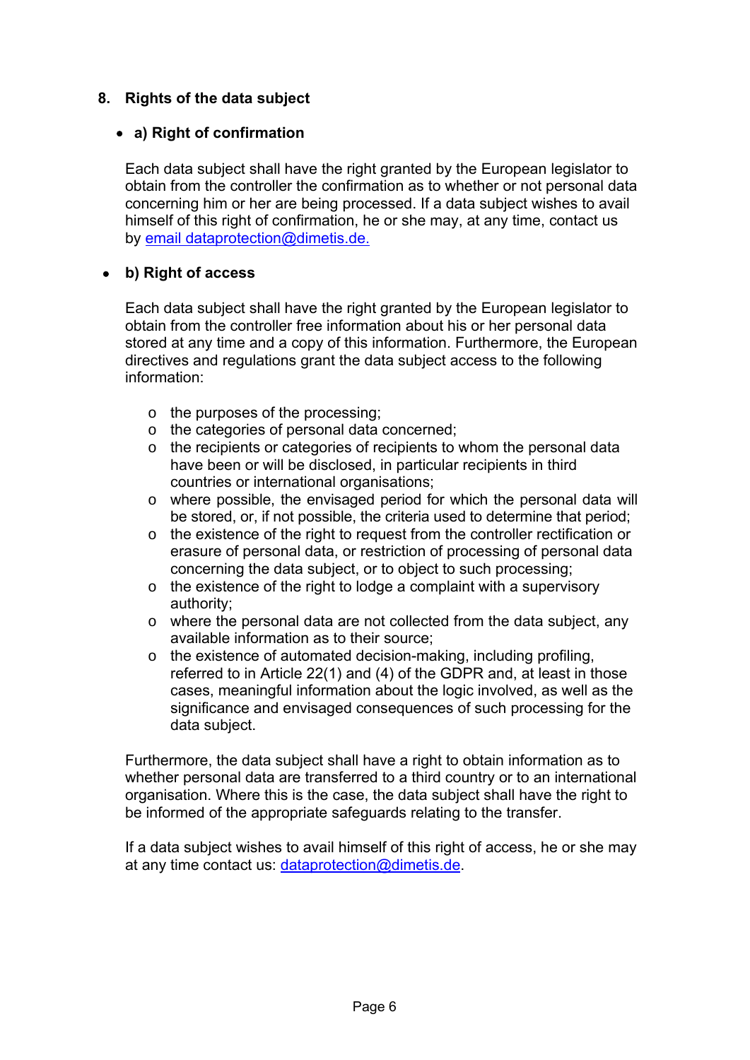## 8. Rights of the data subject

- **a) Right of confirmation**

Each data subject shall have the right granted by the European legislator to obtain from the controller the confirmation as to whether or not personal data concerning him or her are being processed. If a data subject wishes to avail himself of this right of confirmation, he or she may, at any time, contact us by email dataprotection@dimetis.de.

- **b) Right of access**

Each data subject shall have the right granted by the European legislator to obtain from the controller free information about his or her personal data stored at any time and a copy of this information. Furthermore, the European directives and regulations grant the data subject access to the following information:

- the purposes of the processing;
- the categories of personal data concerned;
- the recipients or categories of recipients to whom the personal data have been or will be disclosed, in particular recipients in third countries or international organisations;
- where possible, the envisaged period for which the personal data will be stored, or, if not possible, the criteria used to determine that period;
- the existence of the right to request from the controller rectification or erasure of personal data, or restriction of processing of personal data concerning the data subject, or to object to such processing;
- the existence of the right to lodge a complaint with a supervisory authority;
- where the personal data are not collected from the data subject, any available information as to their source;
- the existence of automated decision-making, including profiling, referred to in Article 22(1) and (4) of the GDPR and, at least in those cases, meaningful information about the logic involved, as well as the significance and envisaged consequences of such processing for the data subject.

Furthermore, the data subject shall have a right to obtain information as to whether personal data are transferred to a third country or to an international organisation. Where this is the case, the data subject shall have the right to be informed of the appropriate safeguards relating to the transfer.

If a data subject wishes to avail himself of this right of access, he or she may at any time contact us: dataprotection@dimetis.de.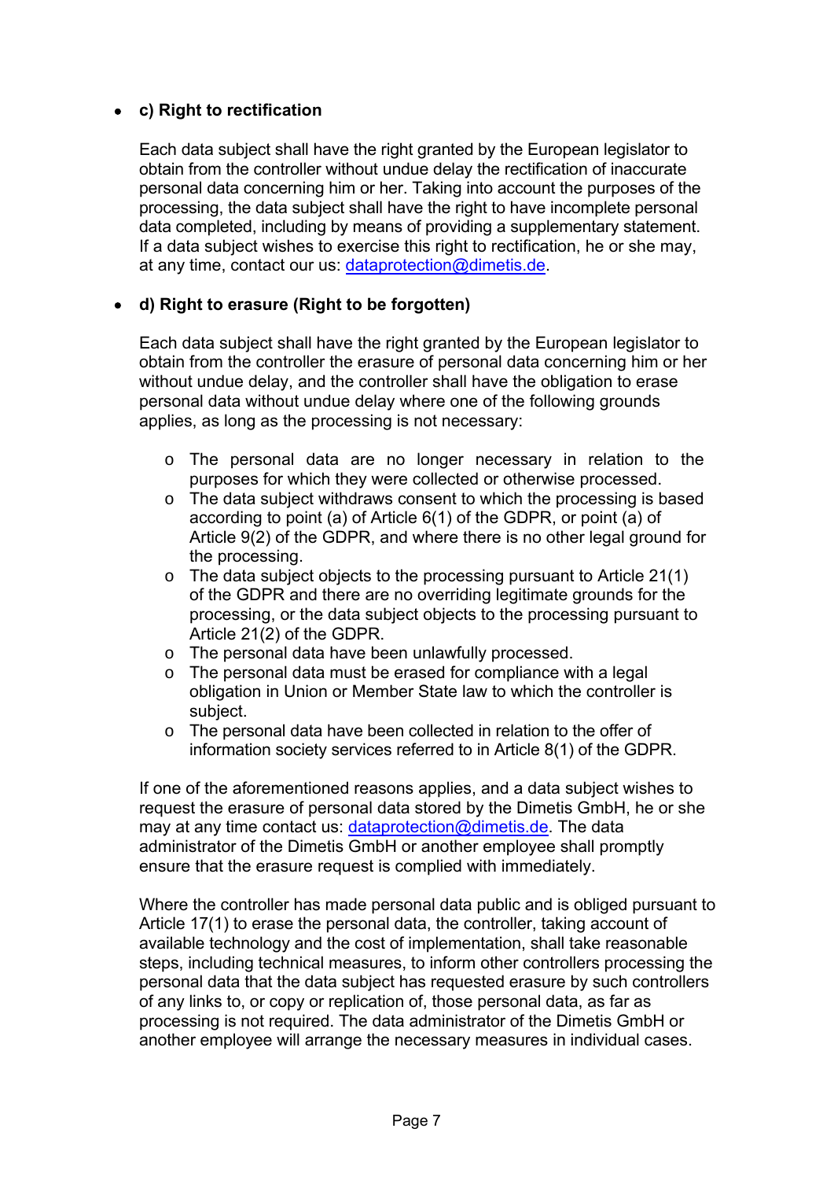- **c) Right to rectification**

  Each data subject shall have the right granted by the European legislator to obtain from the controller without undue delay the rectification of inaccurate personal data concerning him or her. Taking into account the purposes of the processing, the data subject shall have the right to have incomplete personal data completed, including by means of providing a supplementary statement. If a data subject wishes to exercise this right to rectification, he or she may, at any time, contact our us: dataprotection@dimetis.de.

- **d) Right to erasure (Right to be forgotten)**

  Each data subject shall have the right granted by the European legislator to obtain from the controller the erasure of personal data concerning him or her without undue delay, and the controller shall have the obligation to erase personal data without undue delay where one of the following grounds applies, as long as the processing is not necessary:

  - The personal data are no longer necessary in relation to the purposes for which they were collected or otherwise processed.
  - The data subject withdraws consent to which the processing is based according to point (a) of Article 6(1) of the GDPR, or point (a) of Article 9(2) of the GDPR, and where there is no other legal ground for the processing.
  - The data subject objects to the processing pursuant to Article 21(1) of the GDPR and there are no overriding legitimate grounds for the processing, or the data subject objects to the processing pursuant to Article 21(2) of the GDPR.
  - The personal data have been unlawfully processed.
  - The personal data must be erased for compliance with a legal obligation in Union or Member State law to which the controller is subject.
  - The personal data have been collected in relation to the offer of information society services referred to in Article 8(1) of the GDPR.

  If one of the aforementioned reasons applies, and a data subject wishes to request the erasure of personal data stored by the Dimetis GmbH, he or she may at any time contact us: dataprotection@dimetis.de. The data administrator of the Dimetis GmbH or another employee shall promptly ensure that the erasure request is complied with immediately.

  Where the controller has made personal data public and is obliged pursuant to Article 17(1) to erase the personal data, the controller, taking account of available technology and the cost of implementation, shall take reasonable steps, including technical measures, to inform other controllers processing the personal data that the data subject has requested erasure by such controllers of any links to, or copy or replication of, those personal data, as far as processing is not required. The data administrator of the Dimetis GmbH or another employee will arrange the necessary measures in individual cases.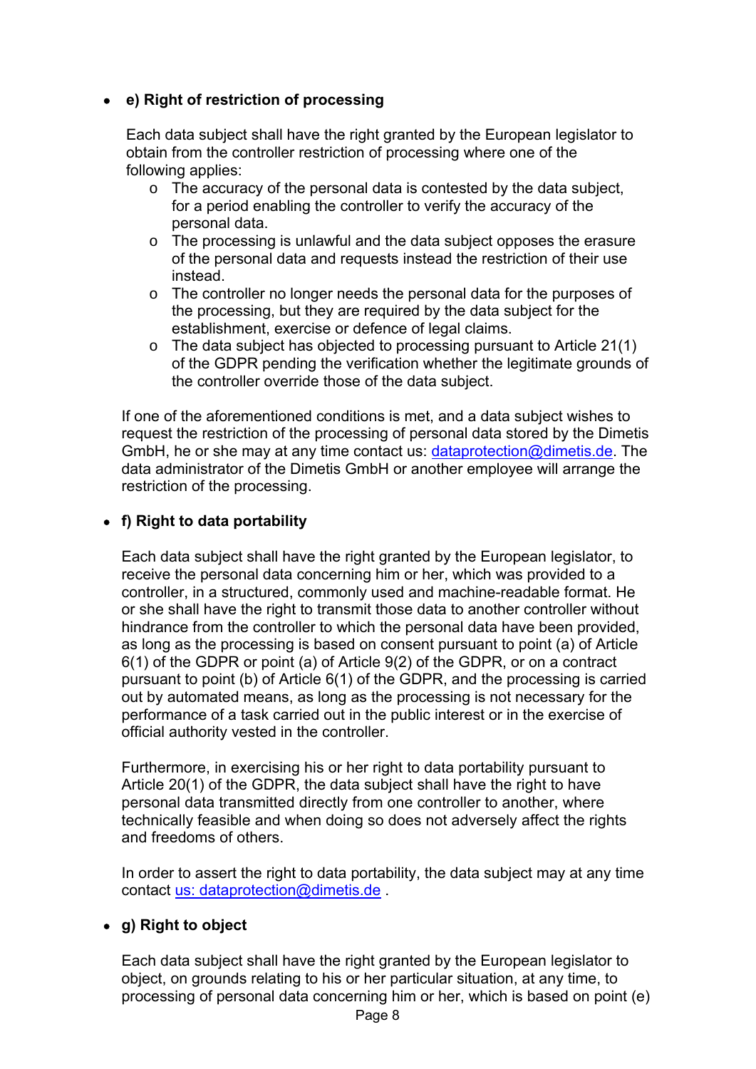- **e) Right of restriction of processing**

  Each data subject shall have the right granted by the European legislator to obtain from the controller restriction of processing where one of the following applies:

  - The accuracy of the personal data is contested by the data subject, for a period enabling the controller to verify the accuracy of the personal data.
  - The processing is unlawful and the data subject opposes the erasure of the personal data and requests instead the restriction of their use instead.
  - The controller no longer needs the personal data for the purposes of the processing, but they are required by the data subject for the establishment, exercise or defence of legal claims.
  - The data subject has objected to processing pursuant to Article 21(1) of the GDPR pending the verification whether the legitimate grounds of the controller override those of the data subject.

  If one of the aforementioned conditions is met, and a data subject wishes to request the restriction of the processing of personal data stored by the Dimetis GmbH, he or she may at any time contact us: dataprotection@dimetis.de. The data administrator of the Dimetis GmbH or another employee will arrange the restriction of the processing.

- **f) Right to data portability**

  Each data subject shall have the right granted by the European legislator, to receive the personal data concerning him or her, which was provided to a controller, in a structured, commonly used and machine-readable format. He or she shall have the right to transmit those data to another controller without hindrance from the controller to which the personal data have been provided, as long as the processing is based on consent pursuant to point (a) of Article 6(1) of the GDPR or point (a) of Article 9(2) of the GDPR, or on a contract pursuant to point (b) of Article 6(1) of the GDPR, and the processing is carried out by automated means, as long as the processing is not necessary for the performance of a task carried out in the public interest or in the exercise of official authority vested in the controller.

  Furthermore, in exercising his or her right to data portability pursuant to Article 20(1) of the GDPR, the data subject shall have the right to have personal data transmitted directly from one controller to another, where technically feasible and when doing so does not adversely affect the rights and freedoms of others.

  In order to assert the right to data portability, the data subject may at any time contact us: dataprotection@dimetis.de .

- **g) Right to object**

  Each data subject shall have the right granted by the European legislator to object, on grounds relating to his or her particular situation, at any time, to processing of personal data concerning him or her, which is based on point (e)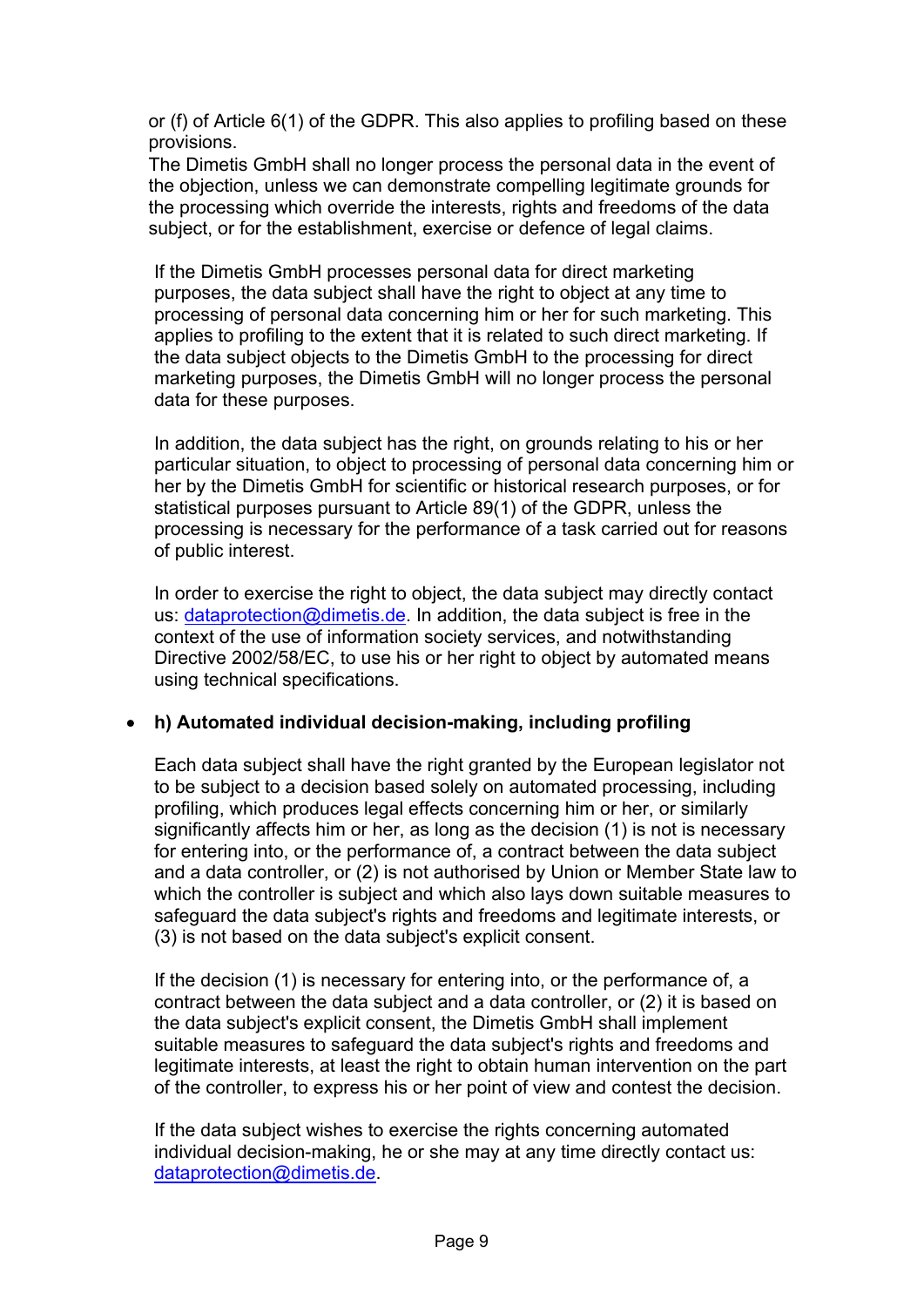or (f) of Article 6(1) of the GDPR. This also applies to profiling based on these provisions.
The Dimetis GmbH shall no longer process the personal data in the event of the objection, unless we can demonstrate compelling legitimate grounds for the processing which override the interests, rights and freedoms of the data subject, or for the establishment, exercise or defence of legal claims.

If the Dimetis GmbH processes personal data for direct marketing purposes, the data subject shall have the right to object at any time to processing of personal data concerning him or her for such marketing. This applies to profiling to the extent that it is related to such direct marketing. If the data subject objects to the Dimetis GmbH to the processing for direct marketing purposes, the Dimetis GmbH will no longer process the personal data for these purposes.

In addition, the data subject has the right, on grounds relating to his or her particular situation, to object to processing of personal data concerning him or her by the Dimetis GmbH for scientific or historical research purposes, or for statistical purposes pursuant to Article 89(1) of the GDPR, unless the processing is necessary for the performance of a task carried out for reasons of public interest.

In order to exercise the right to object, the data subject may directly contact us: dataprotection@dimetis.de. In addition, the data subject is free in the context of the use of information society services, and notwithstanding Directive 2002/58/EC, to use his or her right to object by automated means using technical specifications.

- **h) Automated individual decision-making, including profiling**

  Each data subject shall have the right granted by the European legislator not to be subject to a decision based solely on automated processing, including profiling, which produces legal effects concerning him or her, or similarly significantly affects him or her, as long as the decision (1) is not is necessary for entering into, or the performance of, a contract between the data subject and a data controller, or (2) is not authorised by Union or Member State law to which the controller is subject and which also lays down suitable measures to safeguard the data subject's rights and freedoms and legitimate interests, or (3) is not based on the data subject's explicit consent.

  If the decision (1) is necessary for entering into, or the performance of, a contract between the data subject and a data controller, or (2) it is based on the data subject's explicit consent, the Dimetis GmbH shall implement suitable measures to safeguard the data subject's rights and freedoms and legitimate interests, at least the right to obtain human intervention on the part of the controller, to express his or her point of view and contest the decision.

  If the data subject wishes to exercise the rights concerning automated individual decision-making, he or she may at any time directly contact us: dataprotection@dimetis.de.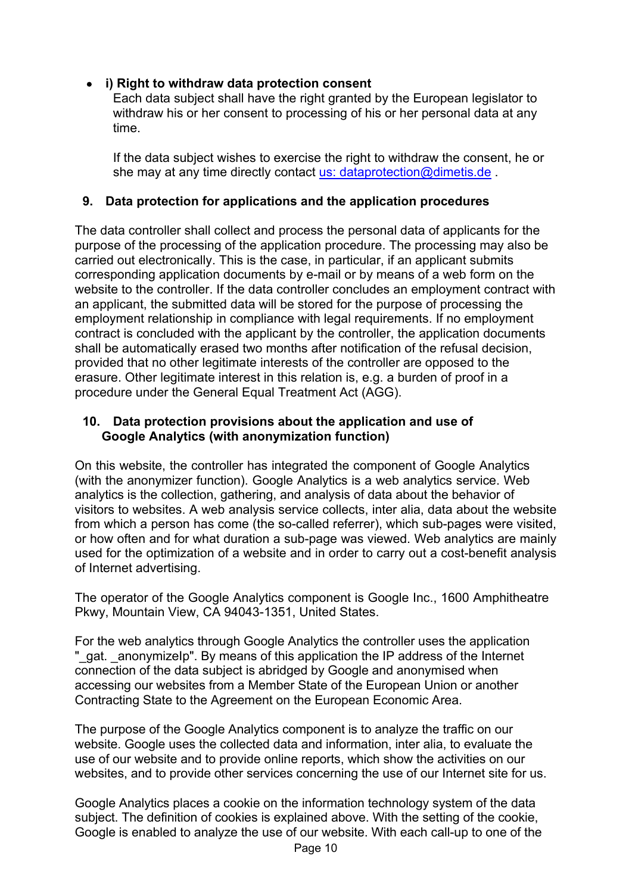- **i) Right to withdraw data protection consent**
  Each data subject shall have the right granted by the European legislator to withdraw his or her consent to processing of his or her personal data at any time.

  If the data subject wishes to exercise the right to withdraw the consent, he or she may at any time directly contact us: dataprotection@dimetis.de .

## 9. Data protection for applications and the application procedures

The data controller shall collect and process the personal data of applicants for the purpose of the processing of the application procedure. The processing may also be carried out electronically. This is the case, in particular, if an applicant submits corresponding application documents by e-mail or by means of a web form on the website to the controller. If the data controller concludes an employment contract with an applicant, the submitted data will be stored for the purpose of processing the employment relationship in compliance with legal requirements. If no employment contract is concluded with the applicant by the controller, the application documents shall be automatically erased two months after notification of the refusal decision, provided that no other legitimate interests of the controller are opposed to the erasure. Other legitimate interest in this relation is, e.g. a burden of proof in a procedure under the General Equal Treatment Act (AGG).

## 10. Data protection provisions about the application and use of Google Analytics (with anonymization function)

On this website, the controller has integrated the component of Google Analytics (with the anonymizer function). Google Analytics is a web analytics service. Web analytics is the collection, gathering, and analysis of data about the behavior of visitors to websites. A web analysis service collects, inter alia, data about the website from which a person has come (the so-called referrer), which sub-pages were visited, or how often and for what duration a sub-page was viewed. Web analytics are mainly used for the optimization of a website and in order to carry out a cost-benefit analysis of Internet advertising.

The operator of the Google Analytics component is Google Inc., 1600 Amphitheatre Pkwy, Mountain View, CA 94043-1351, United States.

For the web analytics through Google Analytics the controller uses the application "_gat. _anonymizeIp". By means of this application the IP address of the Internet connection of the data subject is abridged by Google and anonymised when accessing our websites from a Member State of the European Union or another Contracting State to the Agreement on the European Economic Area.

The purpose of the Google Analytics component is to analyze the traffic on our website. Google uses the collected data and information, inter alia, to evaluate the use of our website and to provide online reports, which show the activities on our websites, and to provide other services concerning the use of our Internet site for us.

Google Analytics places a cookie on the information technology system of the data subject. The definition of cookies is explained above. With the setting of the cookie, Google is enabled to analyze the use of our website. With each call-up to one of the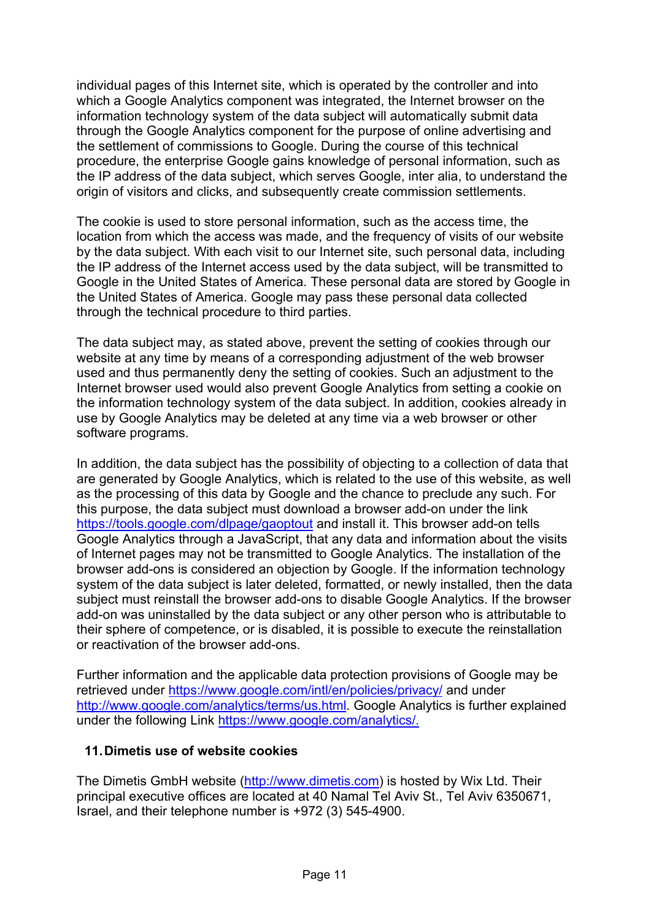individual pages of this Internet site, which is operated by the controller and into which a Google Analytics component was integrated, the Internet browser on the information technology system of the data subject will automatically submit data through the Google Analytics component for the purpose of online advertising and the settlement of commissions to Google. During the course of this technical procedure, the enterprise Google gains knowledge of personal information, such as the IP address of the data subject, which serves Google, inter alia, to understand the origin of visitors and clicks, and subsequently create commission settlements.

The cookie is used to store personal information, such as the access time, the location from which the access was made, and the frequency of visits of our website by the data subject. With each visit to our Internet site, such personal data, including the IP address of the Internet access used by the data subject, will be transmitted to Google in the United States of America. These personal data are stored by Google in the United States of America. Google may pass these personal data collected through the technical procedure to third parties.

The data subject may, as stated above, prevent the setting of cookies through our website at any time by means of a corresponding adjustment of the web browser used and thus permanently deny the setting of cookies. Such an adjustment to the Internet browser used would also prevent Google Analytics from setting a cookie on the information technology system of the data subject. In addition, cookies already in use by Google Analytics may be deleted at any time via a web browser or other software programs.

In addition, the data subject has the possibility of objecting to a collection of data that are generated by Google Analytics, which is related to the use of this website, as well as the processing of this data by Google and the chance to preclude any such. For this purpose, the data subject must download a browser add-on under the link [https://tools.google.com/dlpage/gaoptout](https://tools.google.com/dlpage/gaoptout) and install it. This browser add-on tells Google Analytics through a JavaScript, that any data and information about the visits of Internet pages may not be transmitted to Google Analytics. The installation of the browser add-ons is considered an objection by Google. If the information technology system of the data subject is later deleted, formatted, or newly installed, then the data subject must reinstall the browser add-ons to disable Google Analytics. If the browser add-on was uninstalled by the data subject or any other person who is attributable to their sphere of competence, or is disabled, it is possible to execute the reinstallation or reactivation of the browser add-ons.

Further information and the applicable data protection provisions of Google may be retrieved under [https://www.google.com/intl/en/policies/privacy/](https://www.google.com/intl/en/policies/privacy/) and under [http://www.google.com/analytics/terms/us.html](http://www.google.com/analytics/terms/us.html). Google Analytics is further explained under the following Link [https://www.google.com/analytics/.](https://www.google.com/analytics/)

## 11. Dimetis use of website cookies

The Dimetis GmbH website ([http://www.dimetis.com](http://www.dimetis.com)) is hosted by Wix Ltd. Their principal executive offices are located at 40 Namal Tel Aviv St., Tel Aviv 6350671, Israel, and their telephone number is +972 (3) 545-4900.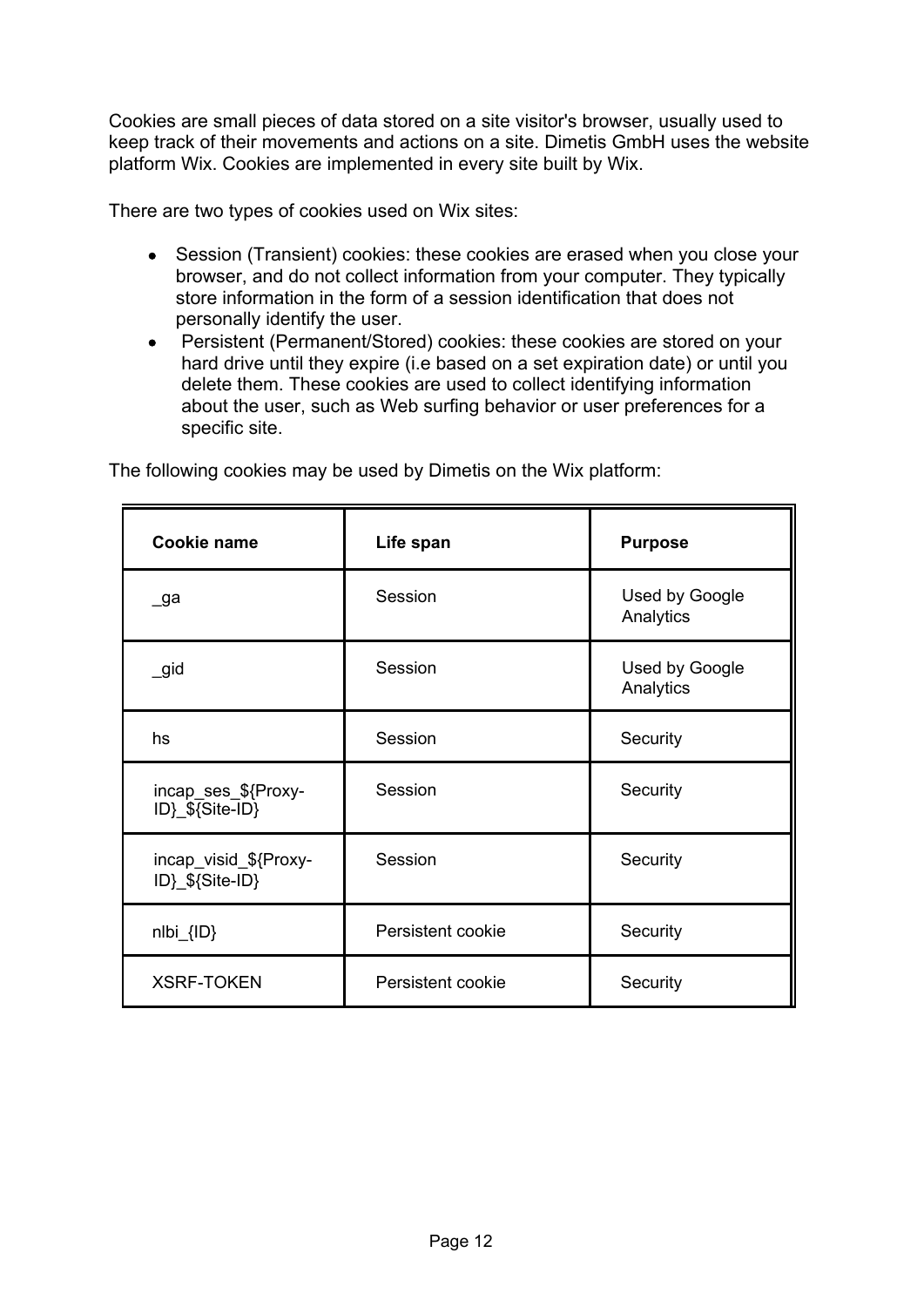Cookies are small pieces of data stored on a site visitor's browser, usually used to keep track of their movements and actions on a site. Dimetis GmbH uses the website platform Wix. Cookies are implemented in every site built by Wix.

There are two types of cookies used on Wix sites:

- Session (Transient) cookies: these cookies are erased when you close your browser, and do not collect information from your computer. They typically store information in the form of a session identification that does not personally identify the user.
- Persistent (Permanent/Stored) cookies: these cookies are stored on your hard drive until they expire (i.e based on a set expiration date) or until you delete them. These cookies are used to collect identifying information about the user, such as Web surfing behavior or user preferences for a specific site.

The following cookies may be used by Dimetis on the Wix platform:

| **Cookie name** | **Life span** | **Purpose** |
|---|---|---|
| _ga | Session | Used by Google Analytics |
| _gid | Session | Used by Google Analytics |
| hs | Session | Security |
| incap_ses_${Proxy-ID}_${Site-ID} | Session | Security |
| incap_visid_${Proxy-ID}_${Site-ID} | Session | Security |
| nlbi_{ID} | Persistent cookie | Security |
| XSRF-TOKEN | Persistent cookie | Security |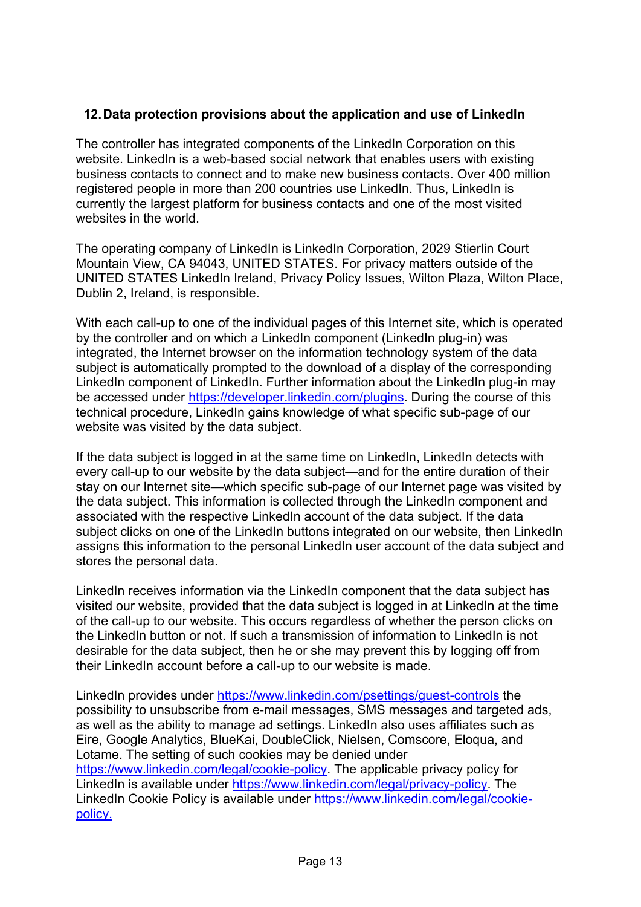## 12. Data protection provisions about the application and use of LinkedIn

The controller has integrated components of the LinkedIn Corporation on this website. LinkedIn is a web-based social network that enables users with existing business contacts to connect and to make new business contacts. Over 400 million registered people in more than 200 countries use LinkedIn. Thus, LinkedIn is currently the largest platform for business contacts and one of the most visited websites in the world.

The operating company of LinkedIn is LinkedIn Corporation, 2029 Stierlin Court Mountain View, CA 94043, UNITED STATES. For privacy matters outside of the UNITED STATES LinkedIn Ireland, Privacy Policy Issues, Wilton Plaza, Wilton Place, Dublin 2, Ireland, is responsible.

With each call-up to one of the individual pages of this Internet site, which is operated by the controller and on which a LinkedIn component (LinkedIn plug-in) was integrated, the Internet browser on the information technology system of the data subject is automatically prompted to the download of a display of the corresponding LinkedIn component of LinkedIn. Further information about the LinkedIn plug-in may be accessed under [https://developer.linkedin.com/plugins](https://developer.linkedin.com/plugins). During the course of this technical procedure, LinkedIn gains knowledge of what specific sub-page of our website was visited by the data subject.

If the data subject is logged in at the same time on LinkedIn, LinkedIn detects with every call-up to our website by the data subject—and for the entire duration of their stay on our Internet site—which specific sub-page of our Internet page was visited by the data subject. This information is collected through the LinkedIn component and associated with the respective LinkedIn account of the data subject. If the data subject clicks on one of the LinkedIn buttons integrated on our website, then LinkedIn assigns this information to the personal LinkedIn user account of the data subject and stores the personal data.

LinkedIn receives information via the LinkedIn component that the data subject has visited our website, provided that the data subject is logged in at LinkedIn at the time of the call-up to our website. This occurs regardless of whether the person clicks on the LinkedIn button or not. If such a transmission of information to LinkedIn is not desirable for the data subject, then he or she may prevent this by logging off from their LinkedIn account before a call-up to our website is made.

LinkedIn provides under [https://www.linkedin.com/psettings/guest-controls](https://www.linkedin.com/psettings/guest-controls) the possibility to unsubscribe from e-mail messages, SMS messages and targeted ads, as well as the ability to manage ad settings. LinkedIn also uses affiliates such as Eire, Google Analytics, BlueKai, DoubleClick, Nielsen, Comscore, Eloqua, and Lotame. The setting of such cookies may be denied under [https://www.linkedin.com/legal/cookie-policy](https://www.linkedin.com/legal/cookie-policy). The applicable privacy policy for LinkedIn is available under [https://www.linkedin.com/legal/privacy-policy](https://www.linkedin.com/legal/privacy-policy). The LinkedIn Cookie Policy is available under [https://www.linkedin.com/legal/cookie-policy.](https://www.linkedin.com/legal/cookie-policy)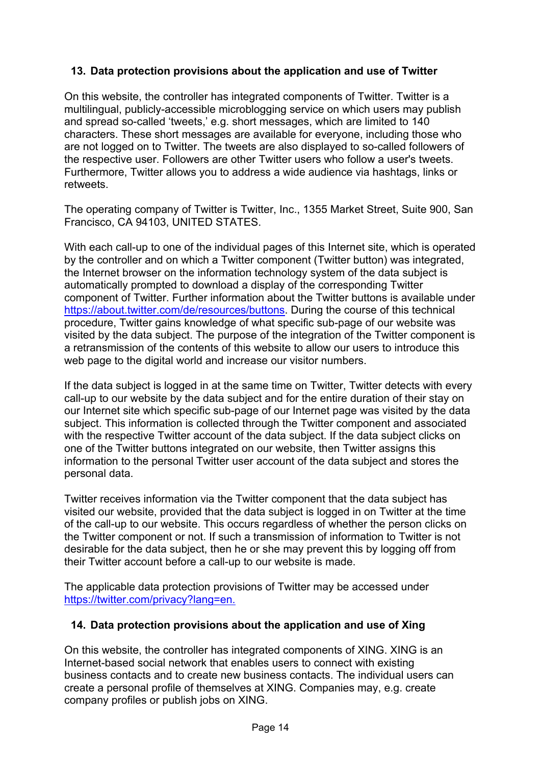## 13. Data protection provisions about the application and use of Twitter

On this website, the controller has integrated components of Twitter. Twitter is a multilingual, publicly-accessible microblogging service on which users may publish and spread so-called 'tweets,' e.g. short messages, which are limited to 140 characters. These short messages are available for everyone, including those who are not logged on to Twitter. The tweets are also displayed to so-called followers of the respective user. Followers are other Twitter users who follow a user's tweets. Furthermore, Twitter allows you to address a wide audience via hashtags, links or retweets.

The operating company of Twitter is Twitter, Inc., 1355 Market Street, Suite 900, San Francisco, CA 94103, UNITED STATES.

With each call-up to one of the individual pages of this Internet site, which is operated by the controller and on which a Twitter component (Twitter button) was integrated, the Internet browser on the information technology system of the data subject is automatically prompted to download a display of the corresponding Twitter component of Twitter. Further information about the Twitter buttons is available under https://about.twitter.com/de/resources/buttons. During the course of this technical procedure, Twitter gains knowledge of what specific sub-page of our website was visited by the data subject. The purpose of the integration of the Twitter component is a retransmission of the contents of this website to allow our users to introduce this web page to the digital world and increase our visitor numbers.

If the data subject is logged in at the same time on Twitter, Twitter detects with every call-up to our website by the data subject and for the entire duration of their stay on our Internet site which specific sub-page of our Internet page was visited by the data subject. This information is collected through the Twitter component and associated with the respective Twitter account of the data subject. If the data subject clicks on one of the Twitter buttons integrated on our website, then Twitter assigns this information to the personal Twitter user account of the data subject and stores the personal data.

Twitter receives information via the Twitter component that the data subject has visited our website, provided that the data subject is logged in on Twitter at the time of the call-up to our website. This occurs regardless of whether the person clicks on the Twitter component or not. If such a transmission of information to Twitter is not desirable for the data subject, then he or she may prevent this by logging off from their Twitter account before a call-up to our website is made.

The applicable data protection provisions of Twitter may be accessed under https://twitter.com/privacy?lang=en.

## 14. Data protection provisions about the application and use of Xing

On this website, the controller has integrated components of XING. XING is an Internet-based social network that enables users to connect with existing business contacts and to create new business contacts. The individual users can create a personal profile of themselves at XING. Companies may, e.g. create company profiles or publish jobs on XING.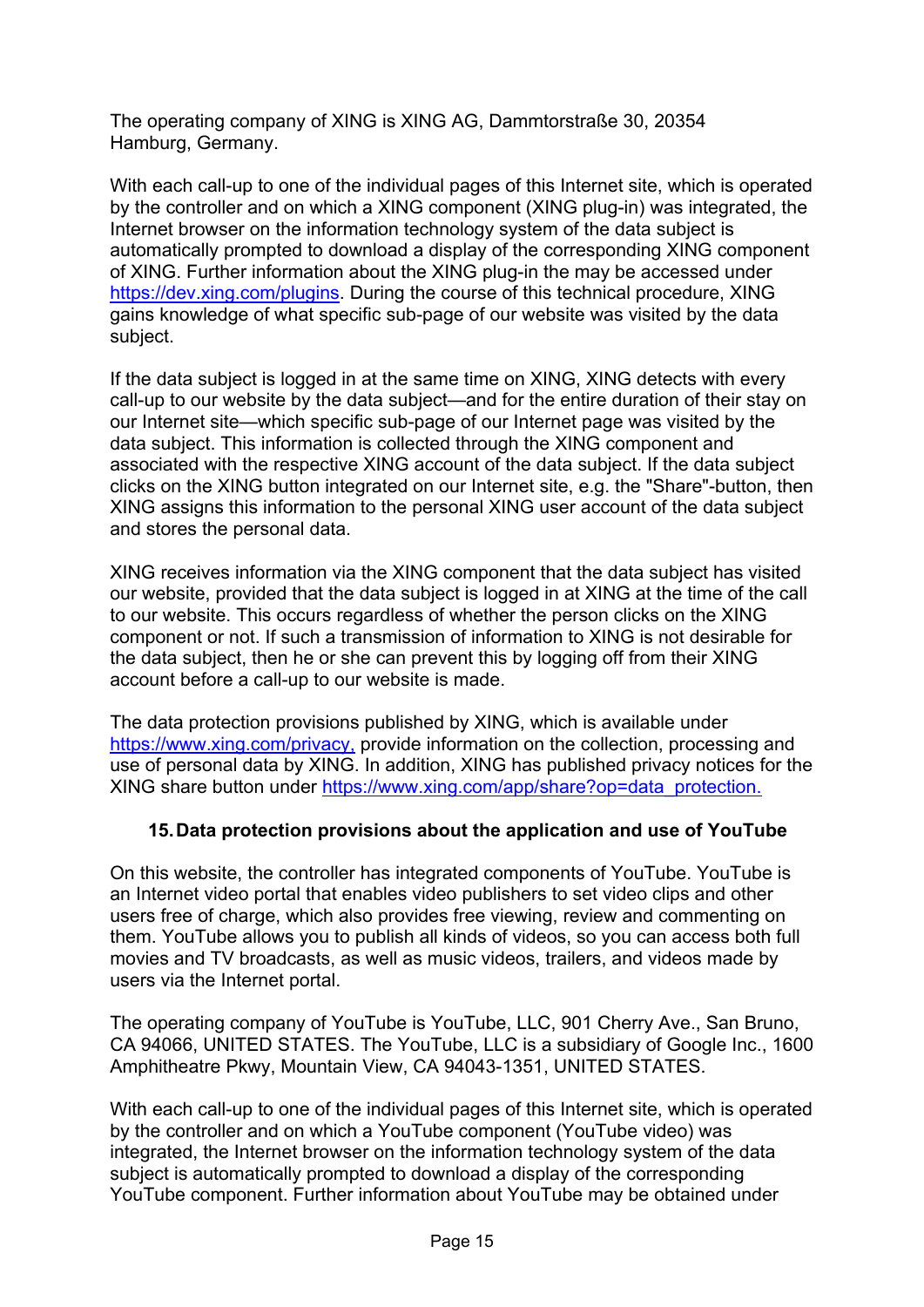The operating company of XING is XING AG, Dammtorstraße 30, 20354 Hamburg, Germany.

With each call-up to one of the individual pages of this Internet site, which is operated by the controller and on which a XING component (XING plug-in) was integrated, the Internet browser on the information technology system of the data subject is automatically prompted to download a display of the corresponding XING component of XING. Further information about the XING plug-in the may be accessed under https://dev.xing.com/plugins. During the course of this technical procedure, XING gains knowledge of what specific sub-page of our website was visited by the data subject.

If the data subject is logged in at the same time on XING, XING detects with every call-up to our website by the data subject—and for the entire duration of their stay on our Internet site—which specific sub-page of our Internet page was visited by the data subject. This information is collected through the XING component and associated with the respective XING account of the data subject. If the data subject clicks on the XING button integrated on our Internet site, e.g. the "Share"-button, then XING assigns this information to the personal XING user account of the data subject and stores the personal data.

XING receives information via the XING component that the data subject has visited our website, provided that the data subject is logged in at XING at the time of the call to our website. This occurs regardless of whether the person clicks on the XING component or not. If such a transmission of information to XING is not desirable for the data subject, then he or she can prevent this by logging off from their XING account before a call-up to our website is made.

The data protection provisions published by XING, which is available under https://www.xing.com/privacy, provide information on the collection, processing and use of personal data by XING. In addition, XING has published privacy notices for the XING share button under https://www.xing.com/app/share?op=data_protection.

## 15. Data protection provisions about the application and use of YouTube

On this website, the controller has integrated components of YouTube. YouTube is an Internet video portal that enables video publishers to set video clips and other users free of charge, which also provides free viewing, review and commenting on them. YouTube allows you to publish all kinds of videos, so you can access both full movies and TV broadcasts, as well as music videos, trailers, and videos made by users via the Internet portal.

The operating company of YouTube is YouTube, LLC, 901 Cherry Ave., San Bruno, CA 94066, UNITED STATES. The YouTube, LLC is a subsidiary of Google Inc., 1600 Amphitheatre Pkwy, Mountain View, CA 94043-1351, UNITED STATES.

With each call-up to one of the individual pages of this Internet site, which is operated by the controller and on which a YouTube component (YouTube video) was integrated, the Internet browser on the information technology system of the data subject is automatically prompted to download a display of the corresponding YouTube component. Further information about YouTube may be obtained under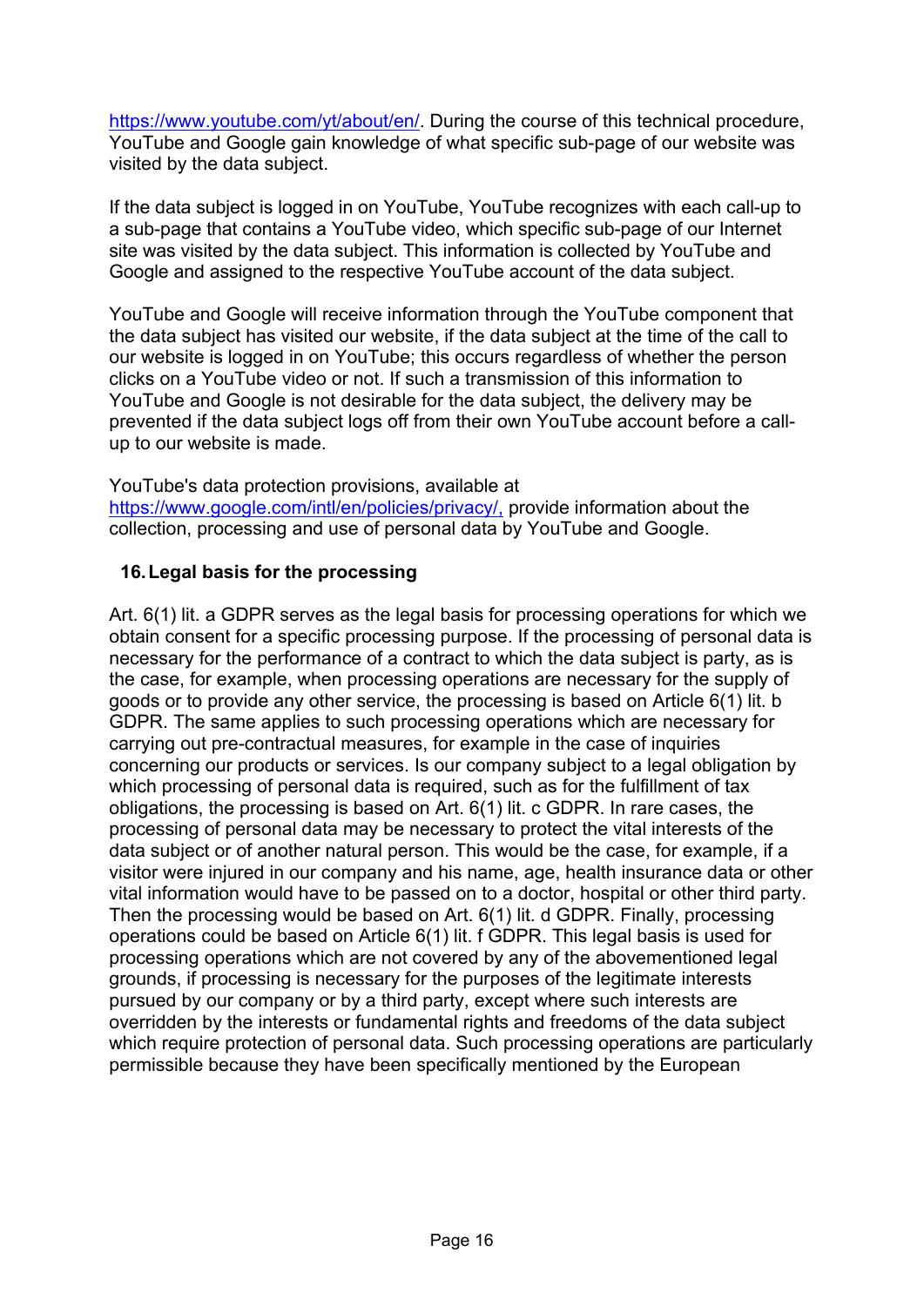https://www.youtube.com/yt/about/en/. During the course of this technical procedure, YouTube and Google gain knowledge of what specific sub-page of our website was visited by the data subject.

If the data subject is logged in on YouTube, YouTube recognizes with each call-up to a sub-page that contains a YouTube video, which specific sub-page of our Internet site was visited by the data subject. This information is collected by YouTube and Google and assigned to the respective YouTube account of the data subject.

YouTube and Google will receive information through the YouTube component that the data subject has visited our website, if the data subject at the time of the call to our website is logged in on YouTube; this occurs regardless of whether the person clicks on a YouTube video or not. If such a transmission of this information to YouTube and Google is not desirable for the data subject, the delivery may be prevented if the data subject logs off from their own YouTube account before a call-up to our website is made.

YouTube's data protection provisions, available at https://www.google.com/intl/en/policies/privacy/, provide information about the collection, processing and use of personal data by YouTube and Google.

## 16. Legal basis for the processing

Art. 6(1) lit. a GDPR serves as the legal basis for processing operations for which we obtain consent for a specific processing purpose. If the processing of personal data is necessary for the performance of a contract to which the data subject is party, as is the case, for example, when processing operations are necessary for the supply of goods or to provide any other service, the processing is based on Article 6(1) lit. b GDPR. The same applies to such processing operations which are necessary for carrying out pre-contractual measures, for example in the case of inquiries concerning our products or services. Is our company subject to a legal obligation by which processing of personal data is required, such as for the fulfillment of tax obligations, the processing is based on Art. 6(1) lit. c GDPR. In rare cases, the processing of personal data may be necessary to protect the vital interests of the data subject or of another natural person. This would be the case, for example, if a visitor were injured in our company and his name, age, health insurance data or other vital information would have to be passed on to a doctor, hospital or other third party. Then the processing would be based on Art. 6(1) lit. d GDPR. Finally, processing operations could be based on Article 6(1) lit. f GDPR. This legal basis is used for processing operations which are not covered by any of the abovementioned legal grounds, if processing is necessary for the purposes of the legitimate interests pursued by our company or by a third party, except where such interests are overridden by the interests or fundamental rights and freedoms of the data subject which require protection of personal data. Such processing operations are particularly permissible because they have been specifically mentioned by the European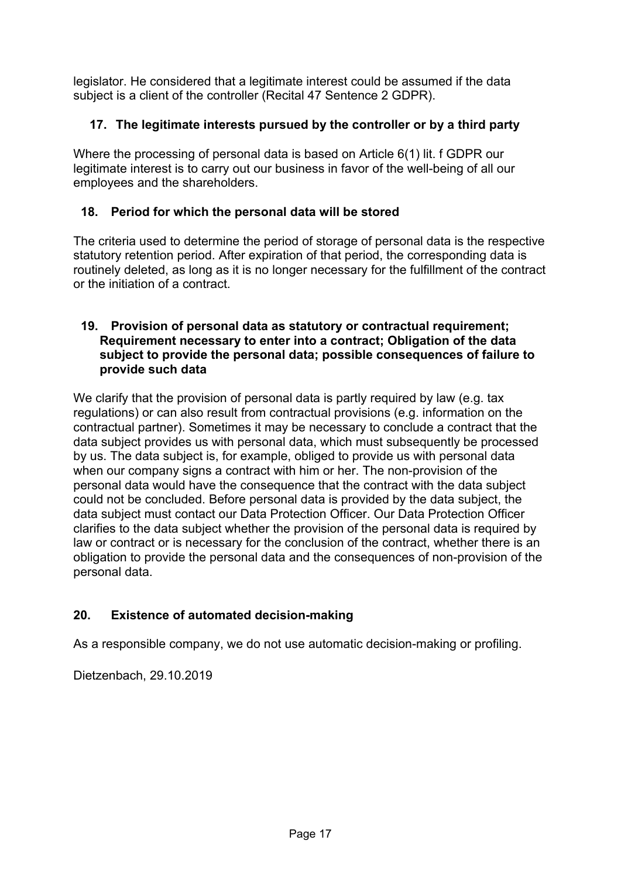legislator. He considered that a legitimate interest could be assumed if the data subject is a client of the controller (Recital 47 Sentence 2 GDPR).

## 17. The legitimate interests pursued by the controller or by a third party

Where the processing of personal data is based on Article 6(1) lit. f GDPR our legitimate interest is to carry out our business in favor of the well-being of all our employees and the shareholders.

## 18. Period for which the personal data will be stored

The criteria used to determine the period of storage of personal data is the respective statutory retention period. After expiration of that period, the corresponding data is routinely deleted, as long as it is no longer necessary for the fulfillment of the contract or the initiation of a contract.

## 19. Provision of personal data as statutory or contractual requirement; Requirement necessary to enter into a contract; Obligation of the data subject to provide the personal data; possible consequences of failure to provide such data

We clarify that the provision of personal data is partly required by law (e.g. tax regulations) or can also result from contractual provisions (e.g. information on the contractual partner). Sometimes it may be necessary to conclude a contract that the data subject provides us with personal data, which must subsequently be processed by us. The data subject is, for example, obliged to provide us with personal data when our company signs a contract with him or her. The non-provision of the personal data would have the consequence that the contract with the data subject could not be concluded. Before personal data is provided by the data subject, the data subject must contact our Data Protection Officer. Our Data Protection Officer clarifies to the data subject whether the provision of the personal data is required by law or contract or is necessary for the conclusion of the contract, whether there is an obligation to provide the personal data and the consequences of non-provision of the personal data.

## 20. Existence of automated decision-making

As a responsible company, we do not use automatic decision-making or profiling.

Dietzenbach, 29.10.2019